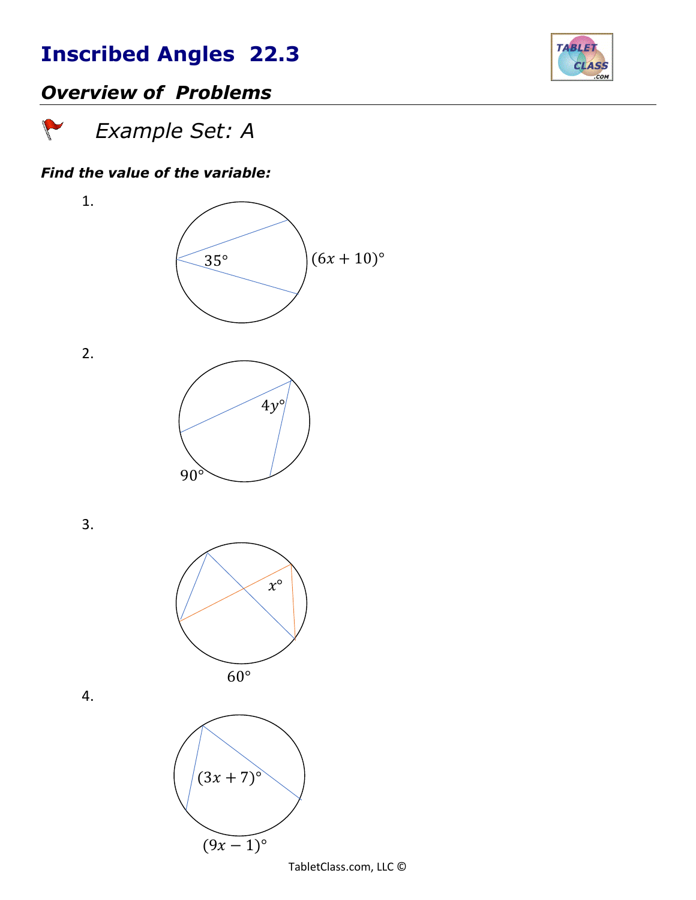# Inscribed Angles 22.3

## *Overview of Problems*

### *Example Set: A*

***Find the value of the variable:***

1.

$35°$

$(6x + 10)°$

2.

$4y°$

$90°$

3.

$x°$

$60°$

4.

$(3x + 7)°$

$(9x - 1)°$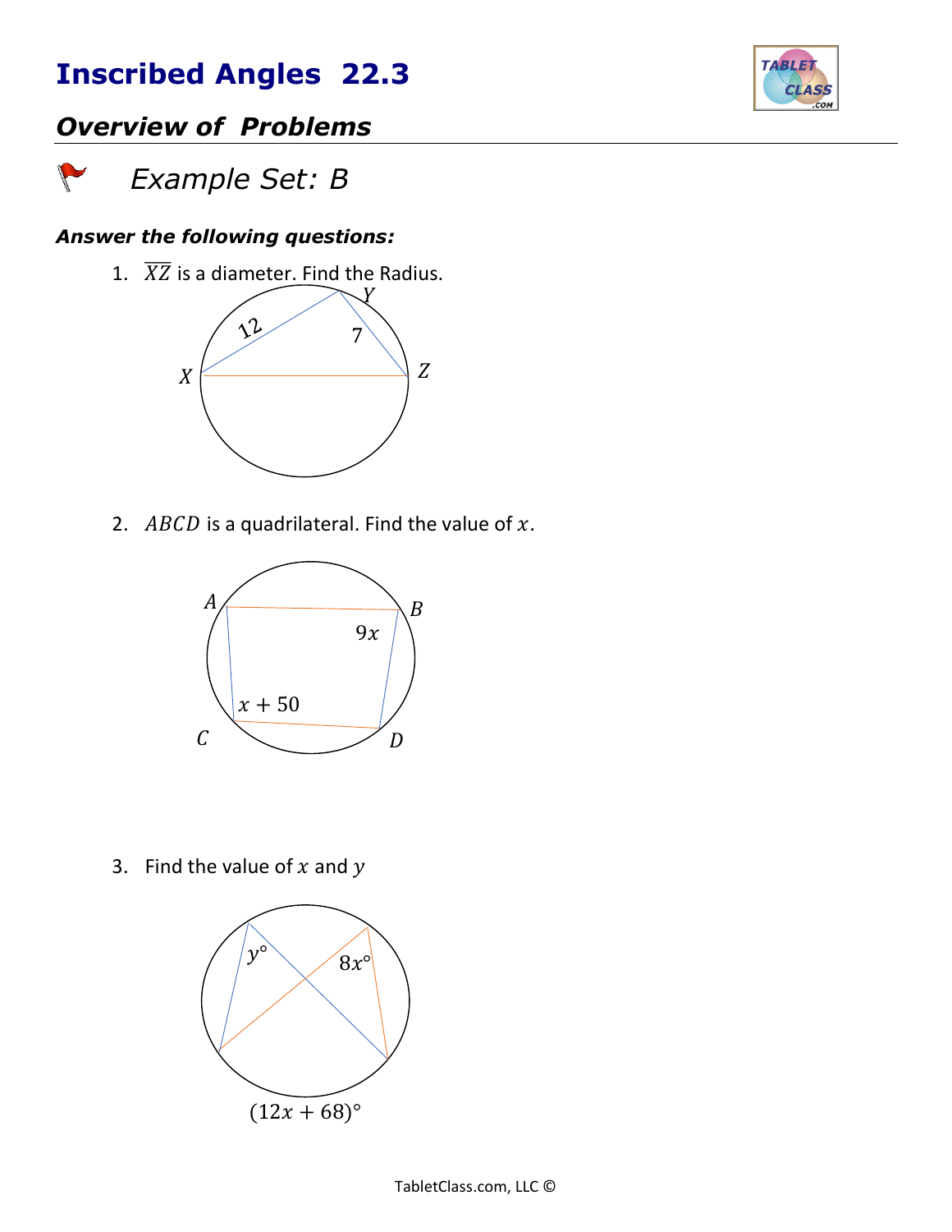# Inscribed Angles 22.3

## Overview of Problems

### Example Set: B

***Answer the following questions:***

1. $\overline{XZ}$ is a diameter. Find the Radius.

   12, 7, $X$, $Y$, $Z$

2. $ABCD$ is a quadrilateral. Find the value of $x$.

   $A$, $B$, $C$, $D$, $9x$, $x + 50$

3. Find the value of $x$ and $y$

   $y°$, $8x°$, $(12x + 68)°$

TabletClass.com, LLC ©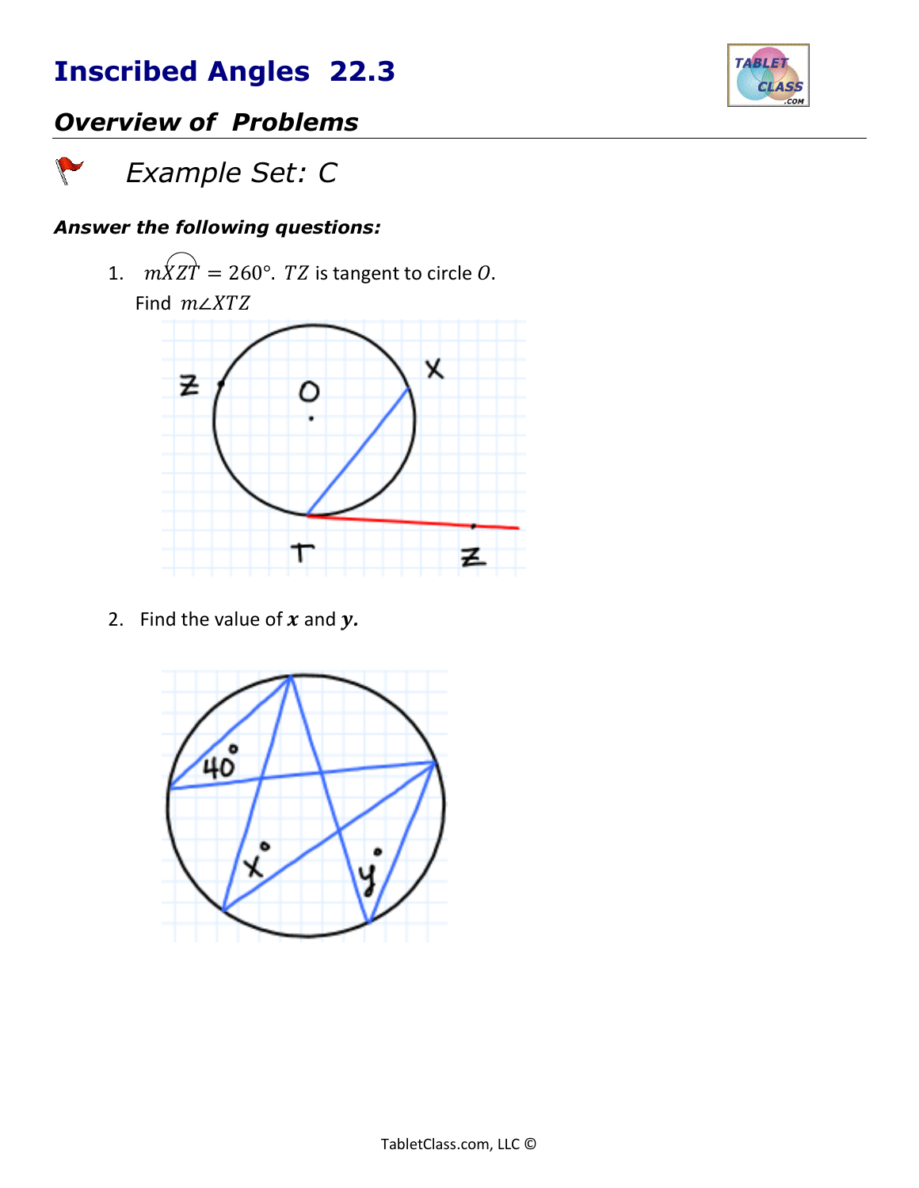# Inscribed Angles 22.3

## Overview of Problems

### Example Set: C

***Answer the following questions:***

1. $m\overset{\frown}{XZT} = 260°$. $TZ$ is tangent to circle $O$.

   Find $m\angle XTZ$

2. Find the value of $\boldsymbol{x}$ and $\boldsymbol{y}$.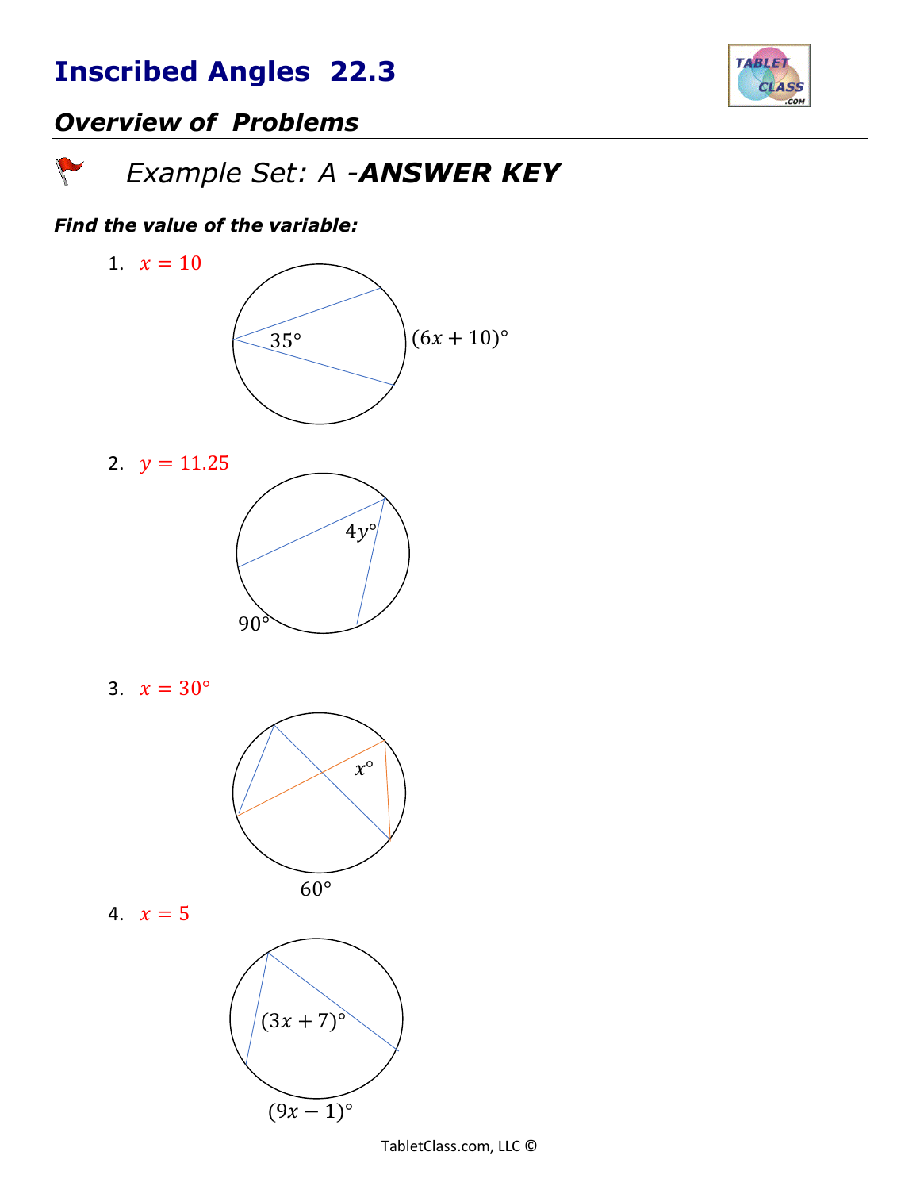# Inscribed Angles 22.3

## *Overview of Problems*

### *Example Set: A -**ANSWER KEY***

***Find the value of the variable:***

1. $x = 10$

   $35°$ $(6x + 10)°$

2. $y = 11.25$

   $4y°$ $90°$

3. $x = 30°$

   $x°$ $60°$

4. $x = 5$

   $(3x + 7)°$ $(9x - 1)°$

TabletClass.com, LLC ©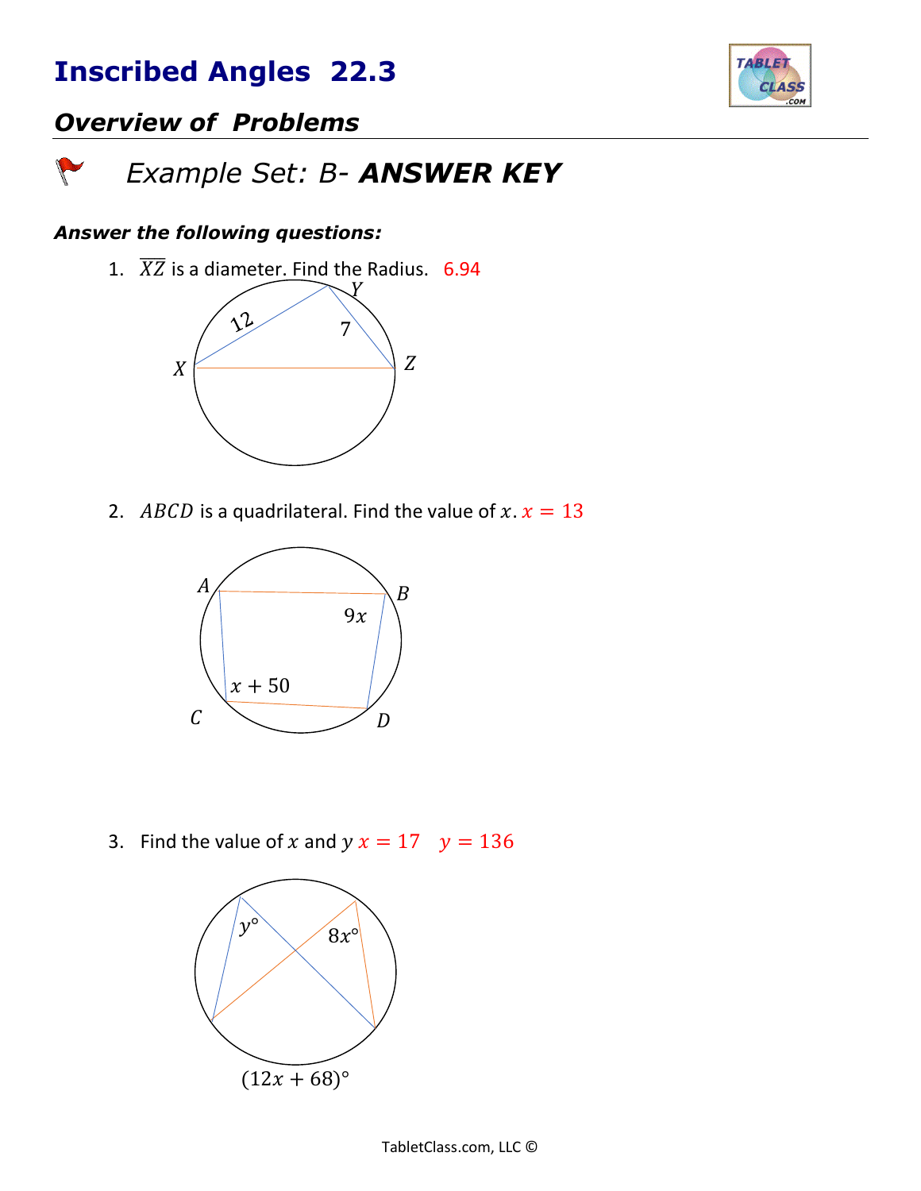# Inscribed Angles 22.3

## *Overview of Problems*

### *Example Set: B- **ANSWER KEY***

***Answer the following questions:***

1. $\overline{XZ}$ is a diameter. Find the Radius. 6.94

   $X$, $Y$, $Z$; $12$; $7$

2. $ABCD$ is a quadrilateral. Find the value of $x$. $x = 13$

   $A$, $B$, $C$, $D$; $9x$; $x + 50$

3. Find the value of $x$ and $y$ $x = 17 \quad y = 136$

   $y°$; $8x°$; $(12x + 68)°$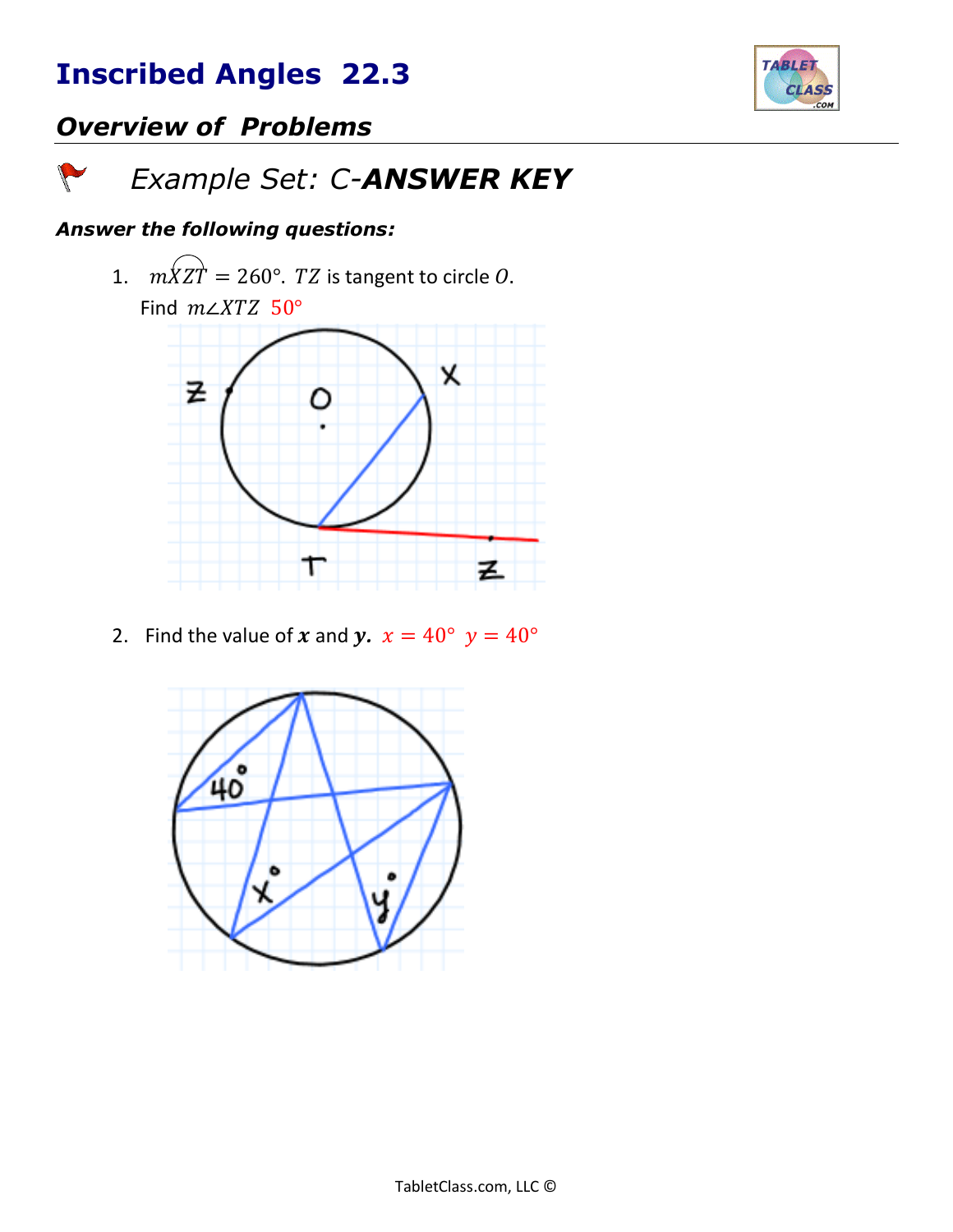# Inscribed Angles 22.3

## *Overview of Problems*

### *Example Set: C-**ANSWER KEY***

***Answer the following questions:***

1. $m\overset{\frown}{XZT} = 260°$. $TZ$ is tangent to circle $O$.
   Find $m\angle XTZ$ $50°$

Z
O
X
T
Z

2. Find the value of $x$ and $y$. $x = 40°$ $y = 40°$

40°
x°
y°

TabletClass.com, LLC ©